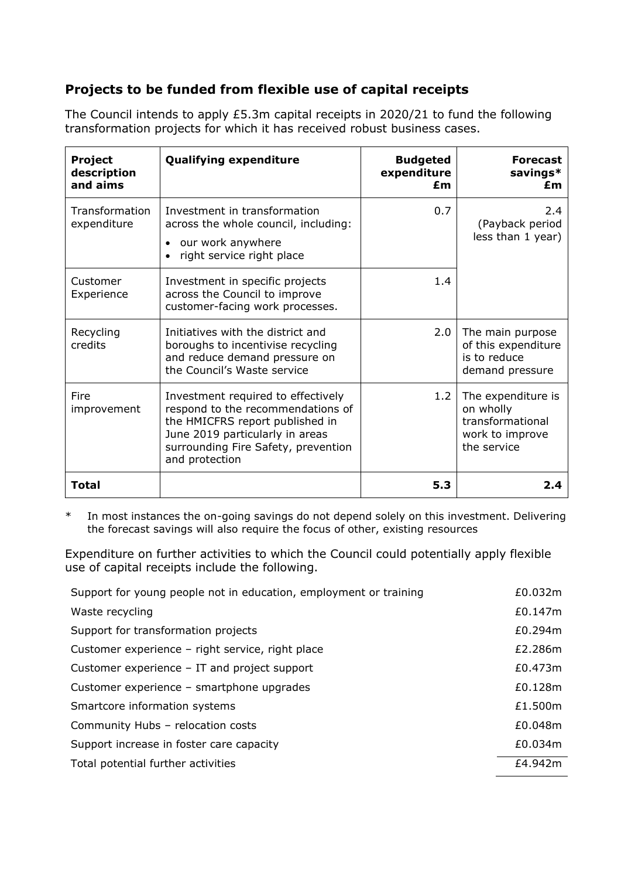## Projects to be funded from flexible use of capital receipts

The Council intends to apply £5.3m capital receipts in 2020/21 to fund the following transformation projects for which it has received robust business cases.

| Project description and aims | Qualifying expenditure | Budgeted expenditure £m | Forecast savings* £m |
|---|---|---|---|
| Transformation expenditure | Investment in transformation across the whole council, including:<br>• our work anywhere<br>• right service right place | 0.7 | 2.4 (Payback period less than 1 year) |
| Customer Experience | Investment in specific projects across the Council to improve customer-facing work processes. | 1.4 | |
| Recycling credits | Initiatives with the district and boroughs to incentivise recycling and reduce demand pressure on the Council's Waste service | 2.0 | The main purpose of this expenditure is to reduce demand pressure |
| Fire improvement | Investment required to effectively respond to the recommendations of the HMICFRS report published in June 2019 particularly in areas surrounding Fire Safety, prevention and protection | 1.2 | The expenditure is on wholly transformational work to improve the service |
| **Total** | | **5.3** | **2.4** |

\* In most instances the on-going savings do not depend solely on this investment. Delivering the forecast savings will also require the focus of other, existing resources

Expenditure on further activities to which the Council could potentially apply flexible use of capital receipts include the following.

| | |
|---|---|
| Support for young people not in education, employment or training | £0.032m |
| Waste recycling | £0.147m |
| Support for transformation projects | £0.294m |
| Customer experience – right service, right place | £2.286m |
| Customer experience – IT and project support | £0.473m |
| Customer experience – smartphone upgrades | £0.128m |
| Smartcore information systems | £1.500m |
| Community Hubs – relocation costs | £0.048m |
| Support increase in foster care capacity | £0.034m |
| Total potential further activities | £4.942m |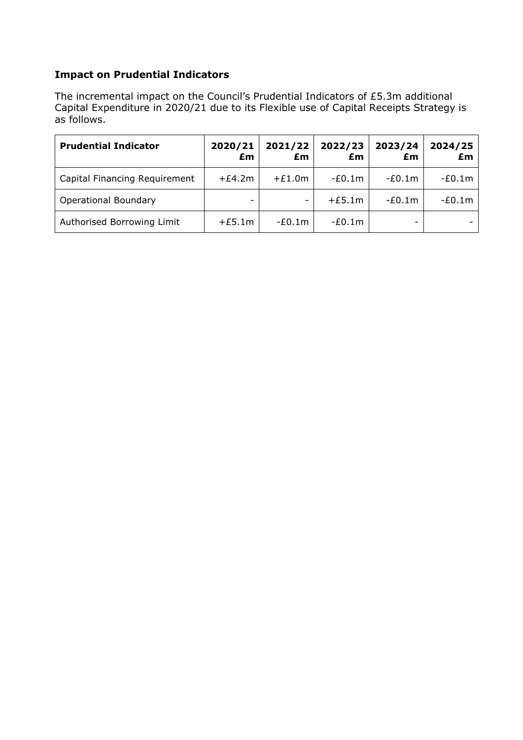## Impact on Prudential Indicators

The incremental impact on the Council's Prudential Indicators of £5.3m additional Capital Expenditure in 2020/21 due to its Flexible use of Capital Receipts Strategy is as follows.

| Prudential Indicator | 2020/21 £m | 2021/22 £m | 2022/23 £m | 2023/24 £m | 2024/25 £m |
|---|---|---|---|---|---|
| Capital Financing Requirement | +£4.2m | +£1.0m | -£0.1m | -£0.1m | -£0.1m |
| Operational Boundary | - | - | +£5.1m | -£0.1m | -£0.1m |
| Authorised Borrowing Limit | +£5.1m | -£0.1m | -£0.1m | - | - |